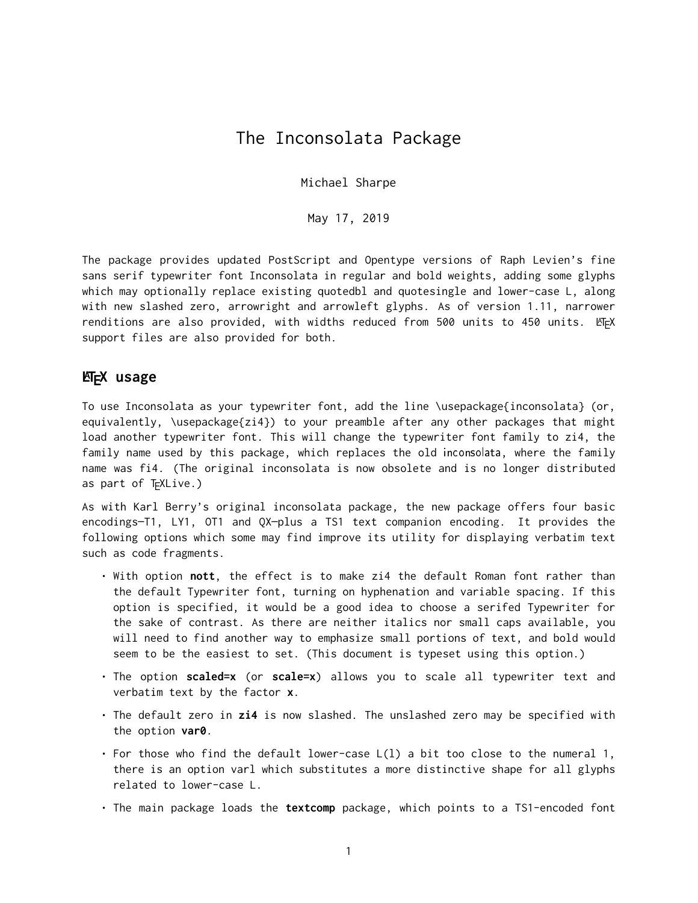# The Inconsolata Package

Michael Sharpe

May 17, 2019

The package provides updated PostScript and Opentype versions of Raph Levien's fine sans serif typewriter font Inconsolata in regular and bold weights, adding some glyphs which may optionally replace existing quotedbl and quotesingle and lower-case L, along with new slashed zero, arrowright and arrowleft glyphs. As of version 1.11, narrower renditions are also provided, with widths reduced from 500 units to 450 units. LaTeX support files are also provided for both.

## LaTeX usage

To use Inconsolata as your typewriter font, add the line \usepackage{inconsolata} (or, equivalently, \usepackage{zi4}) to your preamble after any other packages that might load another typewriter font. This will change the typewriter font family to zi4, the family name used by this package, which replaces the old inconsolata, where the family name was fi4. (The original inconsolata is now obsolete and is no longer distributed as part of TeXLive.)

As with Karl Berry's original inconsolata package, the new package offers four basic encodings—T1, LY1, OT1 and QX—plus a TS1 text companion encoding. It provides the following options which some may find improve its utility for displaying verbatim text such as code fragments.

- With option **nott**, the effect is to make zi4 the default Roman font rather than the default Typewriter font, turning on hyphenation and variable spacing. If this option is specified, it would be a good idea to choose a serifed Typewriter for the sake of contrast. As there are neither italics nor small caps available, you will need to find another way to emphasize small portions of text, and bold would seem to be the easiest to set. (This document is typeset using this option.)
- The option **scaled=x** (or **scale=x**) allows you to scale all typewriter text and verbatim text by the factor **x**.
- The default zero in **zi4** is now slashed. The unslashed zero may be specified with the option **var0**.
- For those who find the default lower-case L(l) a bit too close to the numeral 1, there is an option varl which substitutes a more distinctive shape for all glyphs related to lower-case L.
- The main package loads the **textcomp** package, which points to a TS1-encoded font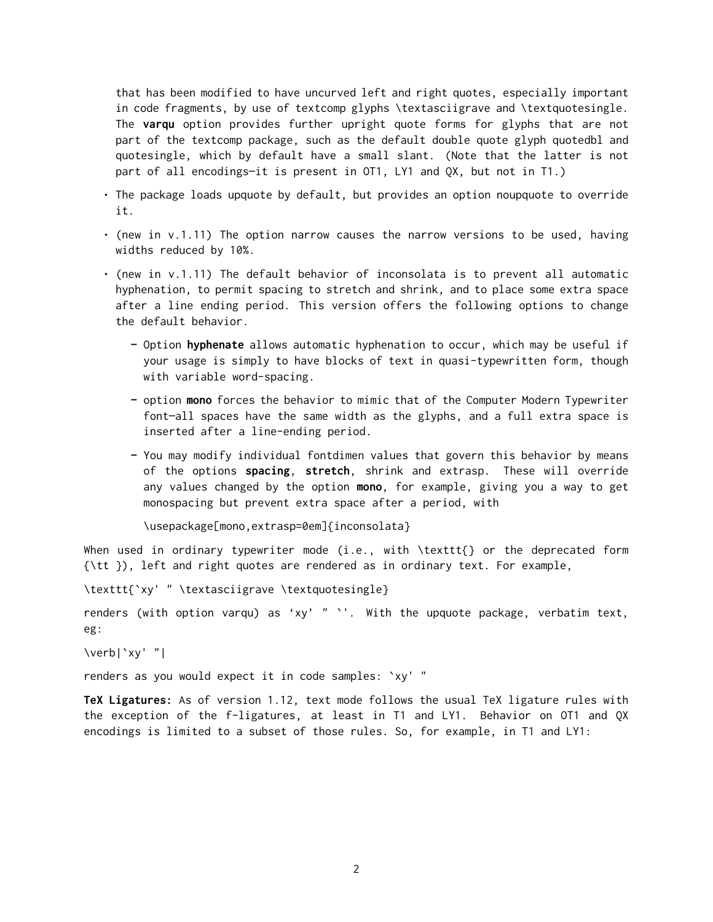that has been modified to have uncurved left and right quotes, especially important in code fragments, by use of textcomp glyphs \textasciigrave and \textquotesingle. The **varqu** option provides further upright quote forms for glyphs that are not part of the textcomp package, such as the default double quote glyph quotedbl and quotesingle, which by default have a small slant. (Note that the latter is not part of all encodings—it is present in OT1, LY1 and QX, but not in T1.)

- The package loads upquote by default, but provides an option noupquote to override it.
- (new in v.1.11) The option narrow causes the narrow versions to be used, having widths reduced by 10%.
- (new in v.1.11) The default behavior of inconsolata is to prevent all automatic hyphenation, to permit spacing to stretch and shrink, and to place some extra space after a line ending period. This version offers the following options to change the default behavior.
  - Option **hyphenate** allows automatic hyphenation to occur, which may be useful if your usage is simply to have blocks of text in quasi-typewritten form, though with variable word-spacing.
  - option **mono** forces the behavior to mimic that of the Computer Modern Typewriter font—all spaces have the same width as the glyphs, and a full extra space is inserted after a line-ending period.
  - You may modify individual fontdimen values that govern this behavior by means of the options **spacing**, **stretch**, shrink and extrasp. These will override any values changed by the option **mono**, for example, giving you a way to get monospacing but prevent extra space after a period, with

    ```
    \usepackage[mono,extrasp=0em]{inconsolata}
    ```

When used in ordinary typewriter mode (i.e., with \texttt{} or the deprecated form {\tt }), left and right quotes are rendered as in ordinary text. For example,

```
\texttt{`xy' " \textasciigrave \textquotesingle}
```

renders (with option varqu) as ‘xy’ " `'. With the upquote package, verbatim text, eg:

```
\verb|`xy' "|
```

renders as you would expect it in code samples: `xy' "

**TeX Ligatures:** As of version 1.12, text mode follows the usual TeX ligature rules with the exception of the f-ligatures, at least in T1 and LY1. Behavior on OT1 and QX encodings is limited to a subset of those rules. So, for example, in T1 and LY1: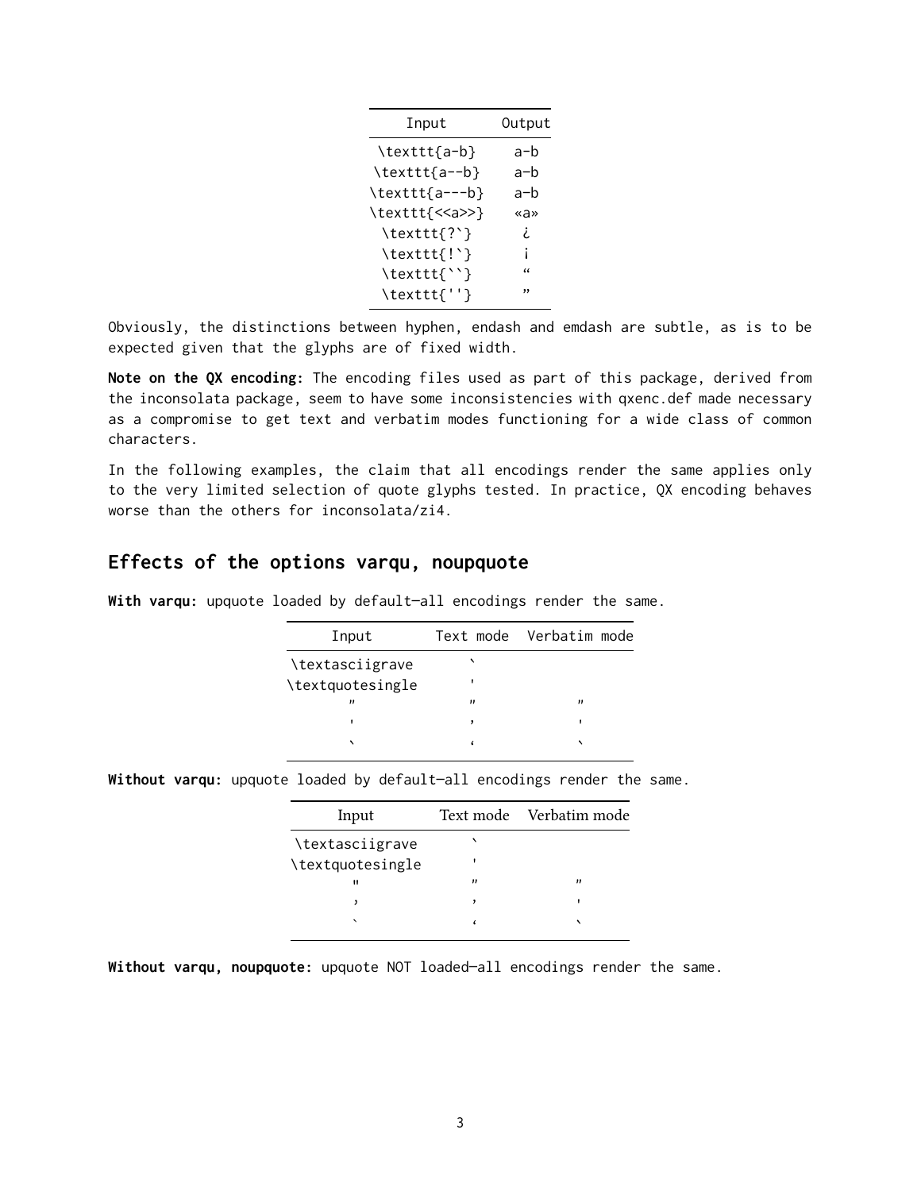| Input | Output |
| --- | --- |
| \texttt{a-b} | a-b |
| \texttt{a--b} | a–b |
| \texttt{a---b} | a—b |
| \texttt{<<a>>} | «a» |
| \texttt{?`} | ¿ |
| \texttt{!`} | ¡ |
| \texttt{``} | “ |
| \texttt{''} | ” |

Obviously, the distinctions between hyphen, endash and emdash are subtle, as is to be expected given that the glyphs are of fixed width.

**Note on the QX encoding:** The encoding files used as part of this package, derived from the inconsolata package, seem to have some inconsistencies with qxenc.def made necessary as a compromise to get text and verbatim modes functioning for a wide class of common characters.

In the following examples, the claim that all encodings render the same applies only to the very limited selection of quote glyphs tested. In practice, QX encoding behaves worse than the others for inconsolata/zi4.

## Effects of the options varqu, noupquote

**With varqu:** upquote loaded by default—all encodings render the same.

| Input | Text mode | Verbatim mode |
| --- | --- | --- |
| \textasciigrave | ` | |
| \textquotesingle | ' | |
| " | " | " |
| ' | ’ | ' |
| ` | ‘ | ` |

**Without varqu:** upquote loaded by default—all encodings render the same.

| Input | Text mode | Verbatim mode |
| --- | --- | --- |
| \textasciigrave | ` | |
| \textquotesingle | ' | |
| " | " | " |
| ’ | ’ | ' |
| ` | ‘ | ` |

**Without varqu, noupquote:** upquote NOT loaded—all encodings render the same.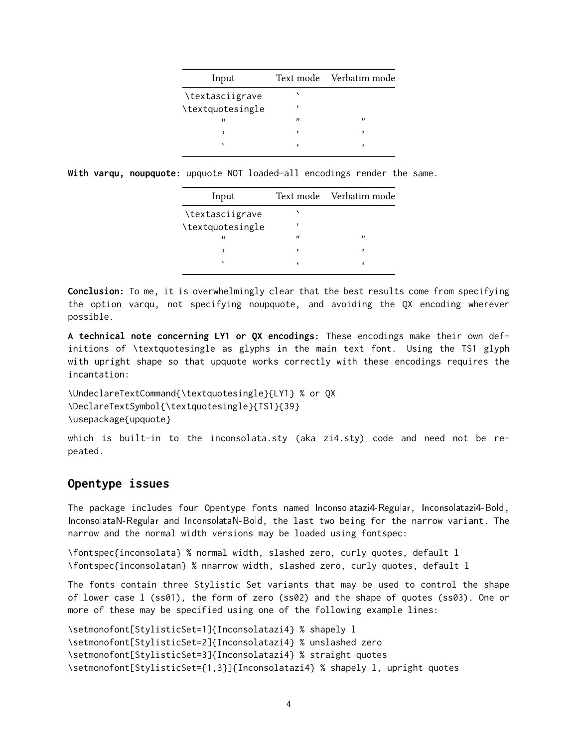| Input | Text mode | Verbatim mode |
|---|---|---|
| \textasciigrave | ` | |
| \textquotesingle | ' | |
| " | " | " |
| , | , | , |
| ` | ‘ | ‘ |

**With varqu, noupquote:** upquote NOT loaded—all encodings render the same.

| Input | Text mode | Verbatim mode |
|---|---|---|
| \textasciigrave | ` | |
| \textquotesingle | ' | |
| " | " | " |
| , | , | , |
| ` | ‘ | ‘ |

**Conclusion:** To me, it is overwhelmingly clear that the best results come from specifying the option varqu, not specifying noupquote, and avoiding the QX encoding wherever possible.

**A technical note concerning LY1 or QX encodings:** These encodings make their own definitions of \textquotesingle as glyphs in the main text font. Using the TS1 glyph with upright shape so that upquote works correctly with these encodings requires the incantation:

```
\UndeclareTextCommand{\textquotesingle}{LY1} % or QX
\DeclareTextSymbol{\textquotesingle}{TS1}{39}
\usepackage{upquote}
```

which is built-in to the inconsolata.sty (aka zi4.sty) code and need not be repeated.

## Opentype issues

The package includes four Opentype fonts named Inconsolatazi4-Regular, Inconsolatazi4-Bold, InconsolataN-Regular and InconsolataN-Bold, the last two being for the narrow variant. The narrow and the normal width versions may be loaded using fontspec:

```
\fontspec{inconsolata} % normal width, slashed zero, curly quotes, default l
\fontspec{inconsolatan} % nnarrow width, slashed zero, curly quotes, default l
```

The fonts contain three Stylistic Set variants that may be used to control the shape of lower case l (ss01), the form of zero (ss02) and the shape of quotes (ss03). One or more of these may be specified using one of the following example lines:

```
\setmonofont[StylisticSet=1]{Inconsolatazi4} % shapely l
\setmonofont[StylisticSet=2]{Inconsolatazi4} % unslashed zero
\setmonofont[StylisticSet=3]{Inconsolatazi4} % straight quotes
\setmonofont[StylisticSet={1,3}]{Inconsolatazi4} % shapely l, upright quotes
```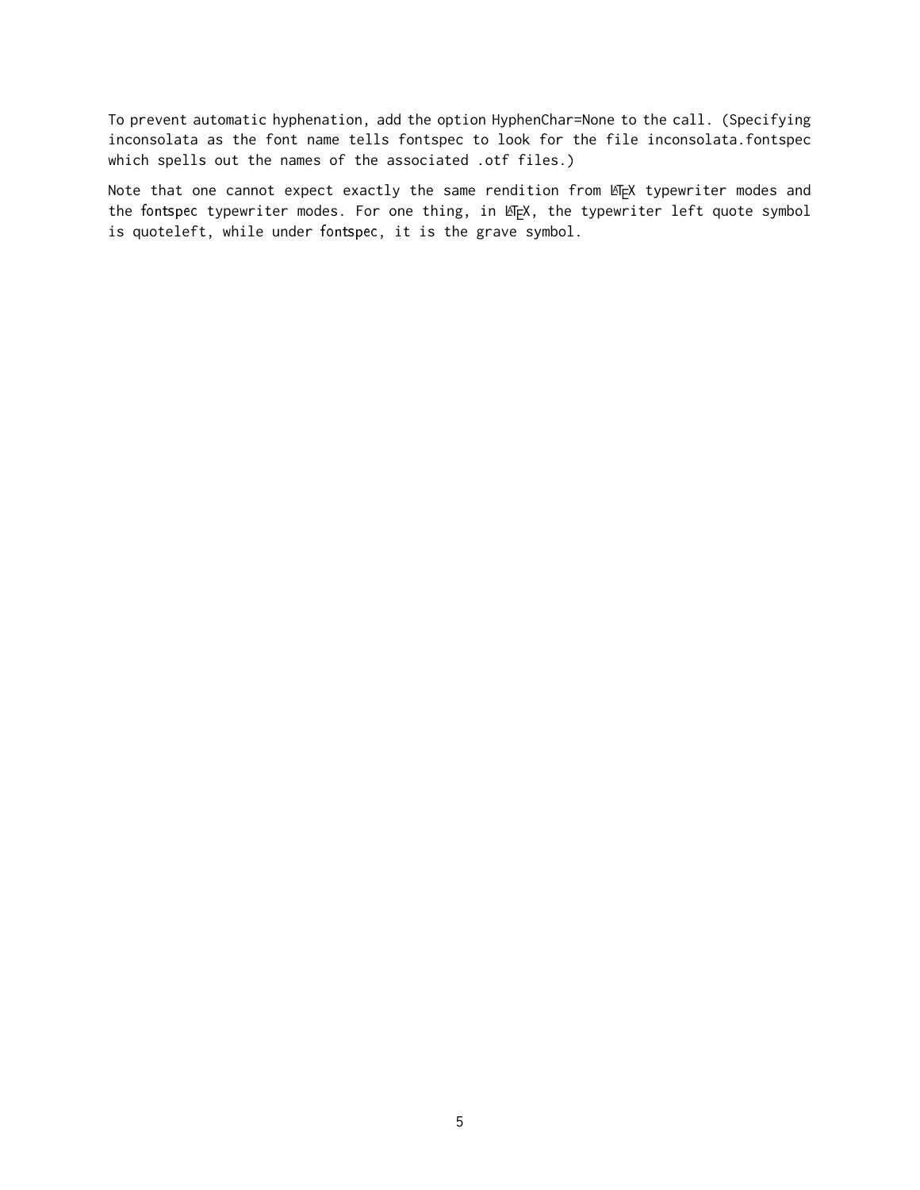To prevent automatic hyphenation, add the option `HyphenChar=None` to the call. (Specifying inconsolata as the font name tells fontspec to look for the file inconsolata.fontspec which spells out the names of the associated .otf files.)

Note that one cannot expect exactly the same rendition from LaTeX typewriter modes and the fontspec typewriter modes. For one thing, in LaTeX, the typewriter left quote symbol is quoteleft, while under fontspec, it is the grave symbol.